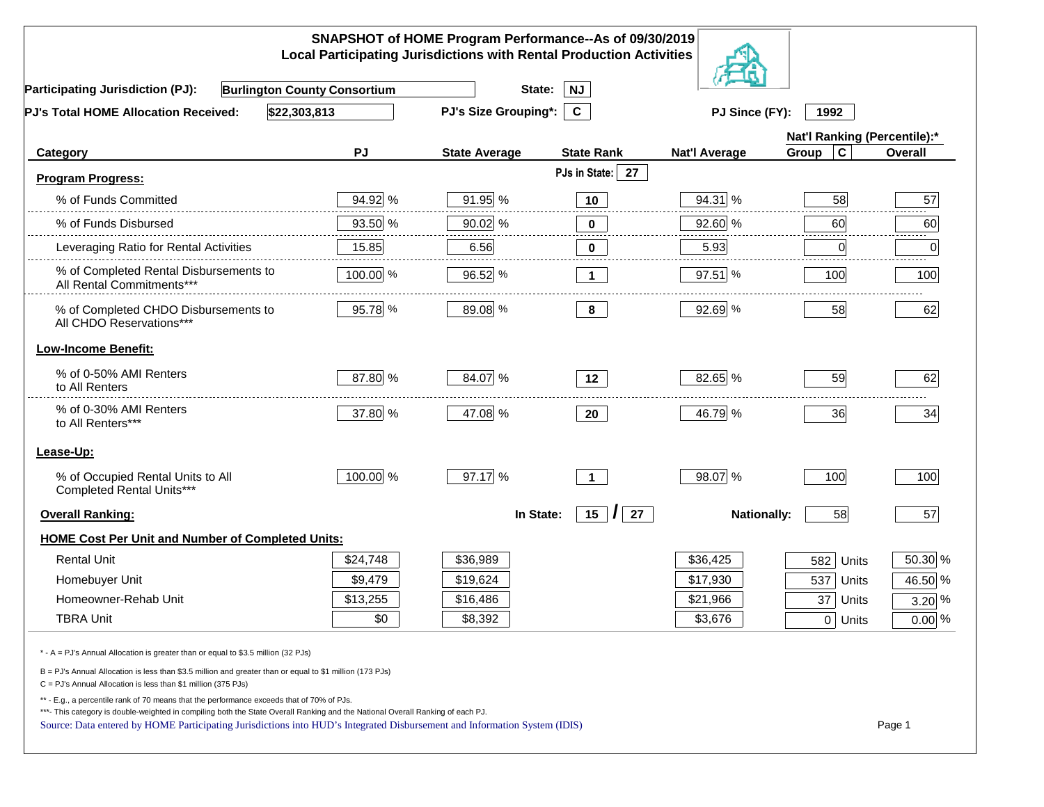# SNAPSHOT of HOME Program Performance--As of 09/30/2019
## Local Participating Jurisdictions with Rental Production Activities

**Participating Jurisdiction (PJ):** Burlington County Consortium **State:** NJ

**PJ's Total HOME Allocation Received:** $22,303,813 **PJ's Size Grouping*:** C **PJ Since (FY):** 1992

| Category | PJ | State Average | State Rank | Nat'l Average | Nat'l Ranking (Percentile):* Group C | Overall |
|---|---|---|---|---|---|---|
| **Program Progress:** | | | PJs in State: 27 | | | |
| % of Funds Committed | 94.92 % | 91.95 % | 10 | 94.31 % | 58 | 57 |
| % of Funds Disbursed | 93.50 % | 90.02 % | 0 | 92.60 % | 60 | 60 |
| Leveraging Ratio for Rental Activities | 15.85 | 6.56 | 0 | 5.93 | 0 | 0 |
| % of Completed Rental Disbursements to All Rental Commitments*** | 100.00 % | 96.52 % | 1 | 97.51 % | 100 | 100 |
| % of Completed CHDO Disbursements to All CHDO Reservations*** | 95.78 % | 89.08 % | 8 | 92.69 % | 58 | 62 |
| **Low-Income Benefit:** | | | | | | |
| % of 0-50% AMI Renters to All Renters | 87.80 % | 84.07 % | 12 | 82.65 % | 59 | 62 |
| % of 0-30% AMI Renters to All Renters*** | 37.80 % | 47.08 % | 20 | 46.79 % | 36 | 34 |
| **Lease-Up:** | | | | | | |
| % of Occupied Rental Units to All Completed Rental Units*** | 100.00 % | 97.17 % | 1 | 98.07 % | 100 | 100 |
| **Overall Ranking:** | | In State: | 15 / 27 | Nationally: | 58 | 57 |
| **HOME Cost Per Unit and Number of Completed Units:** | | | | | | |
| Rental Unit | $24,748 | $36,989 | | $36,425 | 582 Units | 50.30 % |
| Homebuyer Unit | $9,479 | $19,624 | | $17,930 | 537 Units | 46.50 % |
| Homeowner-Rehab Unit | $13,255 | $16,486 | | $21,966 | 37 Units | 3.20 % |
| TBRA Unit | $0 | $8,392 | | $3,676 | 0 Units | 0.00 % |

\* - A = PJ's Annual Allocation is greater than or equal to $3.5 million (32 PJs)

B = PJ's Annual Allocation is less than $3.5 million and greater than or equal to $1 million (173 PJs)

C = PJ's Annual Allocation is less than $1 million (375 PJs)

** - E.g., a percentile rank of 70 means that the performance exceeds that of 70% of PJs.

***- This category is double-weighted in compiling both the State Overall Ranking and the National Overall Ranking of each PJ.

Source: Data entered by HOME Participating Jurisdictions into HUD's Integrated Disbursement and Information System (IDIS)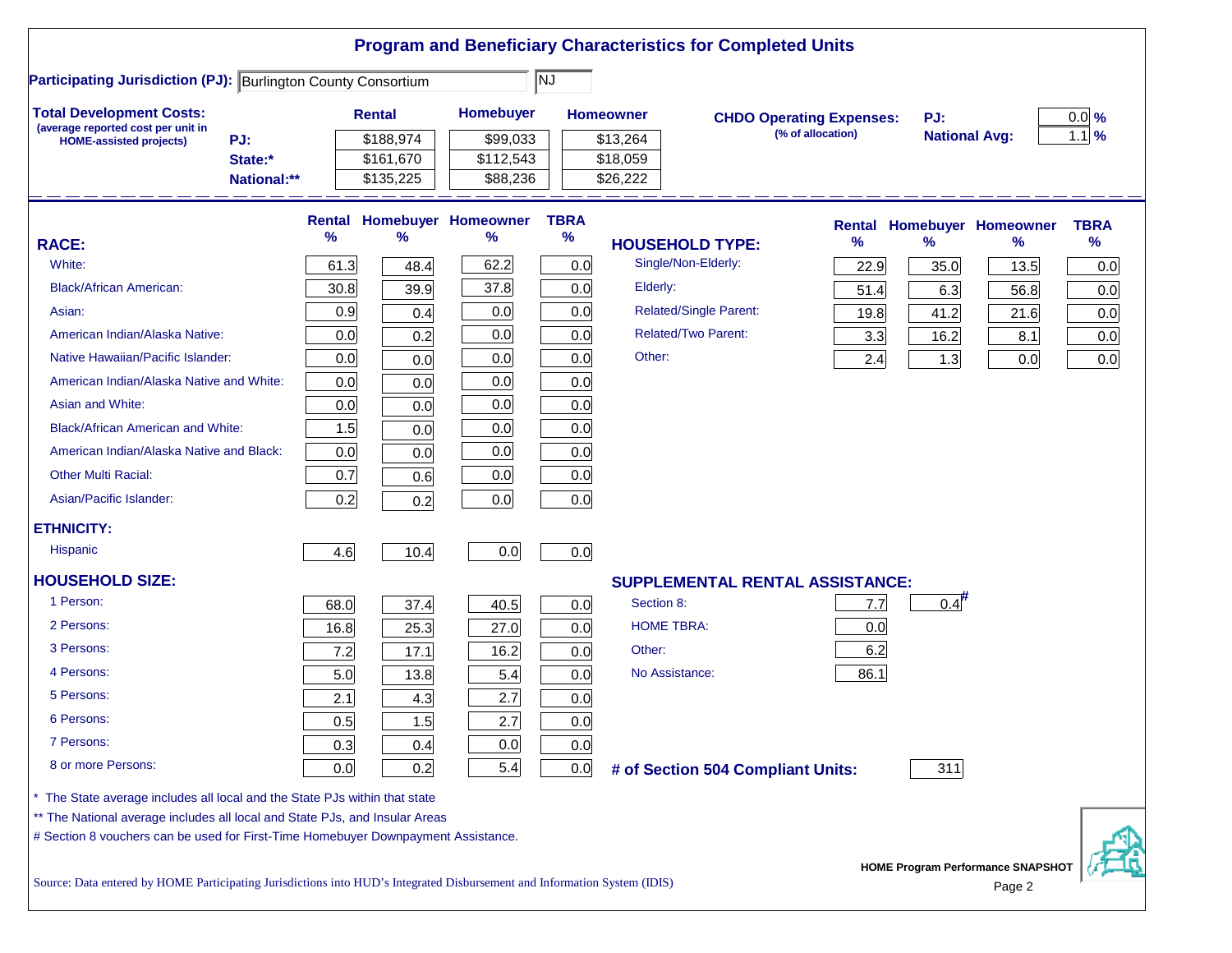# Program and Beneficiary Characteristics for Completed Units

**Participating Jurisdiction (PJ):** Burlington County Consortium | NJ

**Total Development Costs:** (average reported cost per unit in HOME-assisted projects)

| | Rental | Homebuyer | Homeowner |
|---|---|---|---|
| PJ: | $188,974 | $99,033 | $13,264 |
| State:* | $161,670 | $112,543 | $18,059 |
| National:** | $135,225 | $88,236 | $26,222 |

**CHDO Operating Expenses:** (% of allocation)

| | |
|---|---|
| PJ: | 0.0 % |
| National Avg: | 1.1 % |

| RACE: | Rental % | Homebuyer % | Homeowner % | TBRA % |
|---|---|---|---|---|
| White: | 61.3 | 48.4 | 62.2 | 0.0 |
| Black/African American: | 30.8 | 39.9 | 37.8 | 0.0 |
| Asian: | 0.9 | 0.4 | 0.0 | 0.0 |
| American Indian/Alaska Native: | 0.0 | 0.2 | 0.0 | 0.0 |
| Native Hawaiian/Pacific Islander: | 0.0 | 0.0 | 0.0 | 0.0 |
| American Indian/Alaska Native and White: | 0.0 | 0.0 | 0.0 | 0.0 |
| Asian and White: | 0.0 | 0.0 | 0.0 | 0.0 |
| Black/African American and White: | 1.5 | 0.0 | 0.0 | 0.0 |
| American Indian/Alaska Native and Black: | 0.0 | 0.0 | 0.0 | 0.0 |
| Other Multi Racial: | 0.7 | 0.6 | 0.0 | 0.0 |
| Asian/Pacific Islander: | 0.2 | 0.2 | 0.0 | 0.0 |
| **ETHNICITY:** | | | | |
| Hispanic | 4.6 | 10.4 | 0.0 | 0.0 |
| **HOUSEHOLD SIZE:** | | | | |
| 1 Person: | 68.0 | 37.4 | 40.5 | 0.0 |
| 2 Persons: | 16.8 | 25.3 | 27.0 | 0.0 |
| 3 Persons: | 7.2 | 17.1 | 16.2 | 0.0 |
| 4 Persons: | 5.0 | 13.8 | 5.4 | 0.0 |
| 5 Persons: | 2.1 | 4.3 | 2.7 | 0.0 |
| 6 Persons: | 0.5 | 1.5 | 2.7 | 0.0 |
| 7 Persons: | 0.3 | 0.4 | 0.0 | 0.0 |
| 8 or more Persons: | 0.0 | 0.2 | 5.4 | 0.0 |

| HOUSEHOLD TYPE: | Rental % | Homebuyer % | Homeowner % | TBRA % |
|---|---|---|---|---|
| Single/Non-Elderly: | 22.9 | 35.0 | 13.5 | 0.0 |
| Elderly: | 51.4 | 6.3 | 56.8 | 0.0 |
| Related/Single Parent: | 19.8 | 41.2 | 21.6 | 0.0 |
| Related/Two Parent: | 3.3 | 16.2 | 8.1 | 0.0 |
| Other: | 2.4 | 1.3 | 0.0 | 0.0 |

| SUPPLEMENTAL RENTAL ASSISTANCE: | Rental | Homebuyer |
|---|---|---|
| Section 8: | 7.7 | 0.4# |
| HOME TBRA: | 0.0 | |
| Other: | 6.2 | |
| No Assistance: | 86.1 | |

**# of Section 504 Compliant Units:** 311

\* The State average includes all local and the State PJs within that state

\*\* The National average includes all local and State PJs, and Insular Areas

\# Section 8 vouchers can be used for First-Time Homebuyer Downpayment Assistance.

Source: Data entered by HOME Participating Jurisdictions into HUD's Integrated Disbursement and Information System (IDIS)

HOME Program Performance SNAPSHOT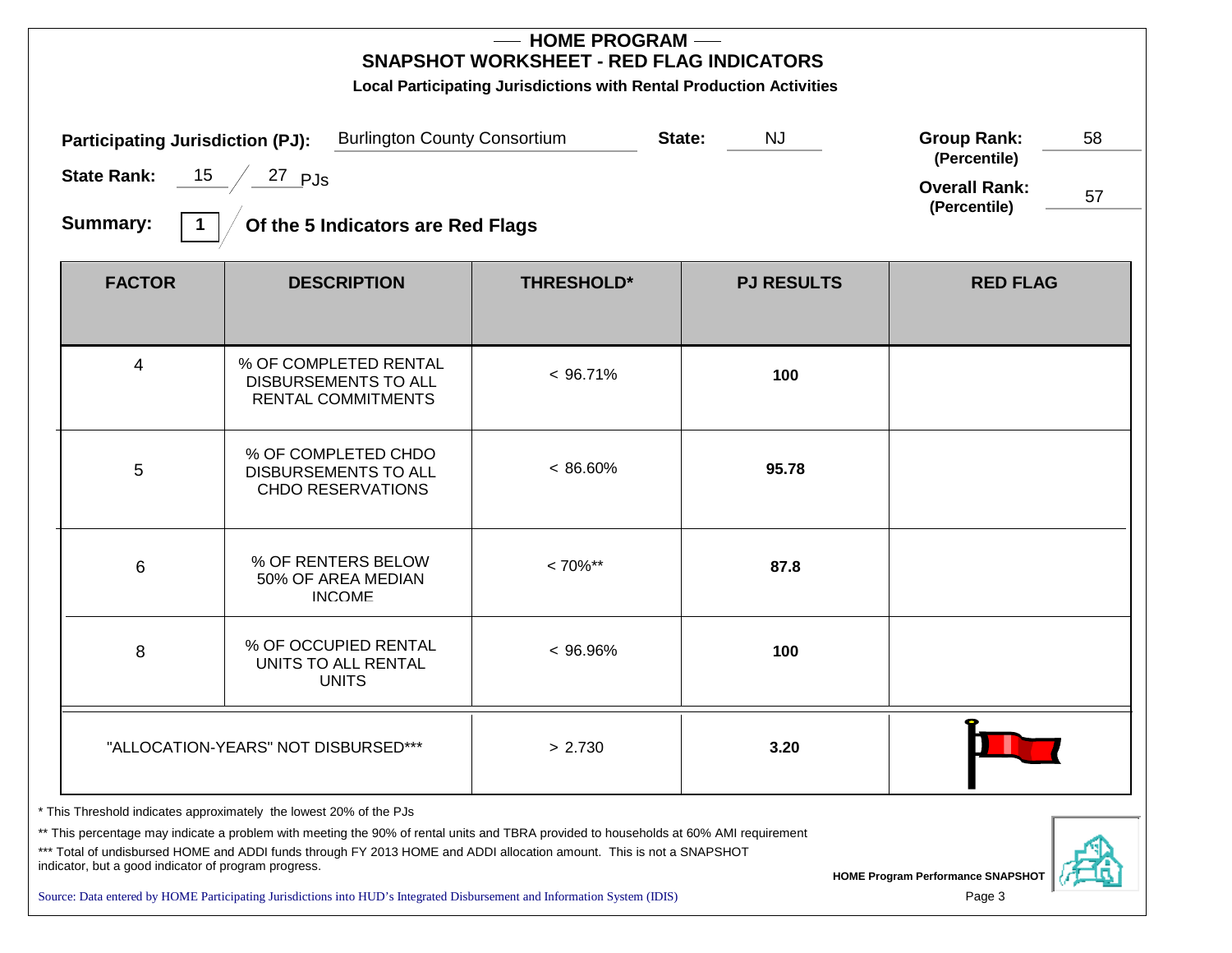# HOME PROGRAM

## SNAPSHOT WORKSHEET - RED FLAG INDICATORS

**Local Participating Jurisdictions with Rental Production Activities**

**Participating Jurisdiction (PJ):** Burlington County Consortium **State:** NJ

**Group Rank:** 58 **(Percentile)**

**State Rank:** 15 / 27 PJs

**Overall Rank:** 57 **(Percentile)**

**Summary:** 1 / **Of the 5 Indicators are Red Flags**

| FACTOR | DESCRIPTION | THRESHOLD* | PJ RESULTS | RED FLAG |
|---|---|---|---|---|
| 4 | % OF COMPLETED RENTAL DISBURSEMENTS TO ALL RENTAL COMMITMENTS | < 96.71% | **100** | |
| 5 | % OF COMPLETED CHDO DISBURSEMENTS TO ALL CHDO RESERVATIONS | < 86.60% | **95.78** | |
| 6 | % OF RENTERS BELOW 50% OF AREA MEDIAN INCOME | < 70%** | **87.8** | |
| 8 | % OF OCCUPIED RENTAL UNITS TO ALL RENTAL UNITS | < 96.96% | **100** | |
| "ALLOCATION-YEARS" NOT DISBURSED*** | | > 2.730 | **3.20** | Red Flag |

* This Threshold indicates approximately the lowest 20% of the PJs

** This percentage may indicate a problem with meeting the 90% of rental units and TBRA provided to households at 60% AMI requirement

*** Total of undisbursed HOME and ADDI funds through FY 2013 HOME and ADDI allocation amount. This is not a SNAPSHOT indicator, but a good indicator of program progress.

Source: Data entered by HOME Participating Jurisdictions into HUD's Integrated Disbursement and Information System (IDIS)